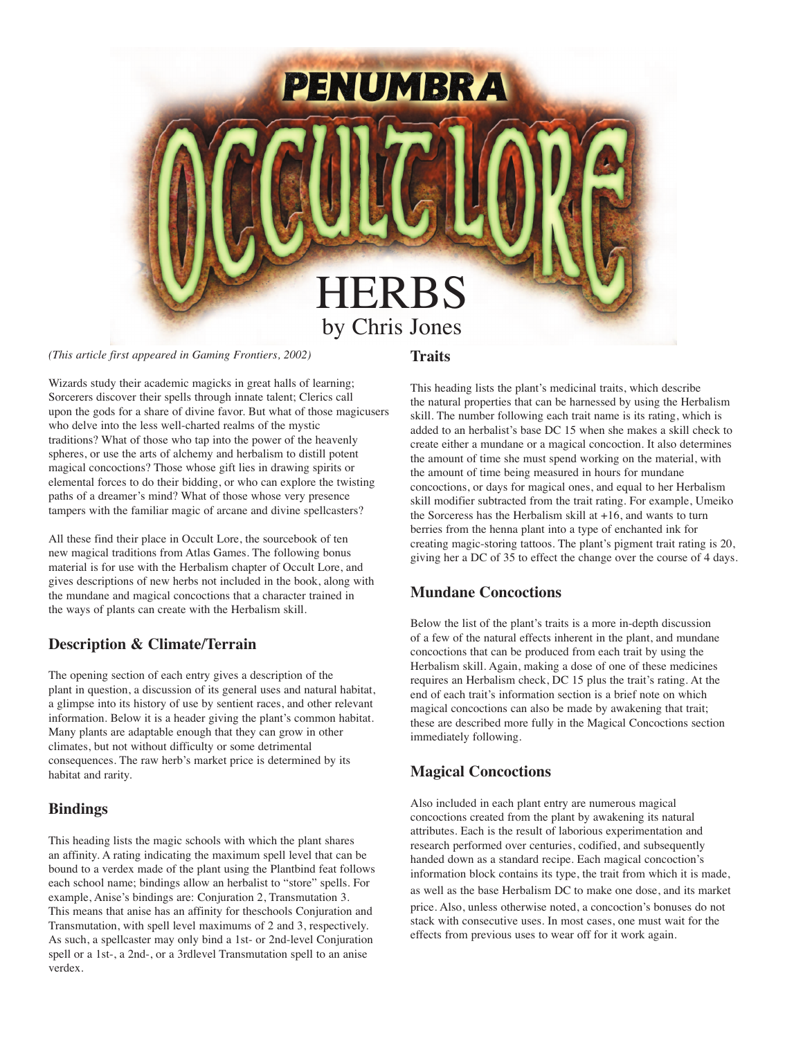# PENUMBRA OCCULT LORE

# HERBS

by Chris Jones

*(This article first appeared in Gaming Frontiers, 2002)*

Wizards study their academic magicks in great halls of learning; Sorcerers discover their spells through innate talent; Clerics call upon the gods for a share of divine favor. But what of those magicusers who delve into the less well-charted realms of the mystic traditions? What of those who tap into the power of the heavenly spheres, or use the arts of alchemy and herbalism to distill potent magical concoctions? Those whose gift lies in drawing spirits or elemental forces to do their bidding, or who can explore the twisting paths of a dreamer's mind? What of those whose very presence tampers with the familiar magic of arcane and divine spellcasters?

All these find their place in Occult Lore, the sourcebook of ten new magical traditions from Atlas Games. The following bonus material is for use with the Herbalism chapter of Occult Lore, and gives descriptions of new herbs not included in the book, along with the mundane and magical concoctions that a character trained in the ways of plants can create with the Herbalism skill.

## Description & Climate/Terrain

The opening section of each entry gives a description of the plant in question, a discussion of its general uses and natural habitat, a glimpse into its history of use by sentient races, and other relevant information. Below it is a header giving the plant's common habitat. Many plants are adaptable enough that they can grow in other climates, but not without difficulty or some detrimental consequences. The raw herb's market price is determined by its habitat and rarity.

## Bindings

This heading lists the magic schools with which the plant shares an affinity. A rating indicating the maximum spell level that can be bound to a verdex made of the plant using the Plantbind feat follows each school name; bindings allow an herbalist to "store" spells. For example, Anise's bindings are: Conjuration 2, Transmutation 3. This means that anise has an affinity for theschools Conjuration and Transmutation, with spell level maximums of 2 and 3, respectively. As such, a spellcaster may only bind a 1st- or 2nd-level Conjuration spell or a 1st-, a 2nd-, or a 3rdlevel Transmutation spell to an anise verdex.

## Traits

This heading lists the plant's medicinal traits, which describe the natural properties that can be harnessed by using the Herbalism skill. The number following each trait name is its rating, which is added to an herbalist's base DC 15 when she makes a skill check to create either a mundane or a magical concoction. It also determines the amount of time she must spend working on the material, with the amount of time being measured in hours for mundane concoctions, or days for magical ones, and equal to her Herbalism skill modifier subtracted from the trait rating. For example, Umeiko the Sorceress has the Herbalism skill at +16, and wants to turn berries from the henna plant into a type of enchanted ink for creating magic-storing tattoos. The plant's pigment trait rating is 20, giving her a DC of 35 to effect the change over the course of 4 days.

## Mundane Concoctions

Below the list of the plant's traits is a more in-depth discussion of a few of the natural effects inherent in the plant, and mundane concoctions that can be produced from each trait by using the Herbalism skill. Again, making a dose of one of these medicines requires an Herbalism check, DC 15 plus the trait's rating. At the end of each trait's information section is a brief note on which magical concoctions can also be made by awakening that trait; these are described more fully in the Magical Concoctions section immediately following.

## Magical Concoctions

Also included in each plant entry are numerous magical concoctions created from the plant by awakening its natural attributes. Each is the result of laborious experimentation and research performed over centuries, codified, and subsequently handed down as a standard recipe. Each magical concoction's information block contains its type, the trait from which it is made, as well as the base Herbalism DC to make one dose, and its market price. Also, unless otherwise noted, a concoction's bonuses do not stack with consecutive uses. In most cases, one must wait for the effects from previous uses to wear off for it work again.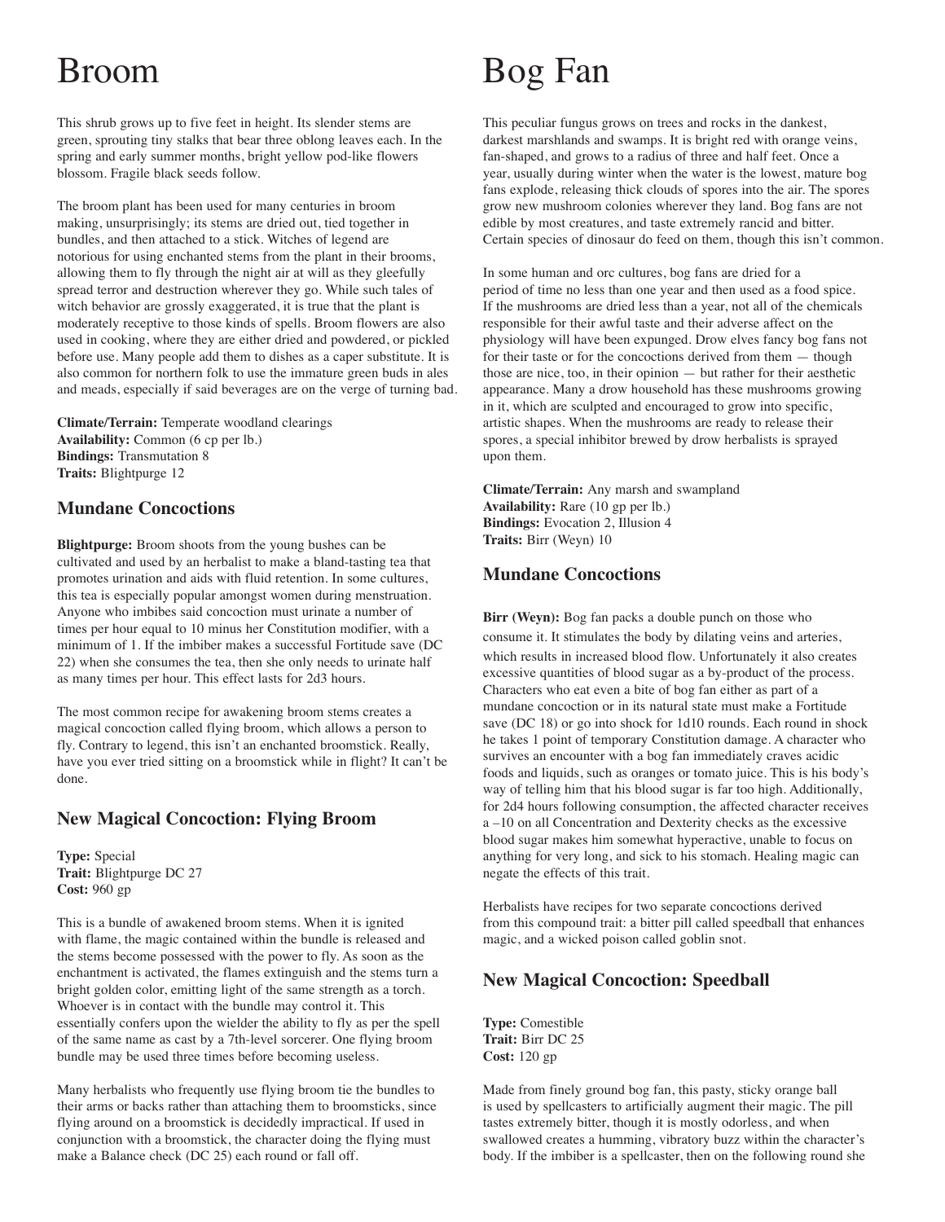# Broom

This shrub grows up to five feet in height. Its slender stems are green, sprouting tiny stalks that bear three oblong leaves each. In the spring and early summer months, bright yellow pod-like flowers blossom. Fragile black seeds follow.

The broom plant has been used for many centuries in broom making, unsurprisingly; its stems are dried out, tied together in bundles, and then attached to a stick. Witches of legend are notorious for using enchanted stems from the plant in their brooms, allowing them to fly through the night air at will as they gleefully spread terror and destruction wherever they go. While such tales of witch behavior are grossly exaggerated, it is true that the plant is moderately receptive to those kinds of spells. Broom flowers are also used in cooking, where they are either dried and powdered, or pickled before use. Many people add them to dishes as a caper substitute. It is also common for northern folk to use the immature green buds in ales and meads, especially if said beverages are on the verge of turning bad.

**Climate/Terrain:** Temperate woodland clearings
**Availability:** Common (6 cp per lb.)
**Bindings:** Transmutation 8
**Traits:** Blightpurge 12

## Mundane Concoctions

**Blightpurge:** Broom shoots from the young bushes can be cultivated and used by an herbalist to make a bland-tasting tea that promotes urination and aids with fluid retention. In some cultures, this tea is especially popular amongst women during menstruation. Anyone who imbibes said concoction must urinate a number of times per hour equal to 10 minus her Constitution modifier, with a minimum of 1. If the imbiber makes a successful Fortitude save (DC 22) when she consumes the tea, then she only needs to urinate half as many times per hour. This effect lasts for 2d3 hours.

The most common recipe for awakening broom stems creates a magical concoction called flying broom, which allows a person to fly. Contrary to legend, this isn't an enchanted broomstick. Really, have you ever tried sitting on a broomstick while in flight? It can't be done.

## New Magical Concoction: Flying Broom

**Type:** Special
**Trait:** Blightpurge DC 27
**Cost:** 960 gp

This is a bundle of awakened broom stems. When it is ignited with flame, the magic contained within the bundle is released and the stems become possessed with the power to fly. As soon as the enchantment is activated, the flames extinguish and the stems turn a bright golden color, emitting light of the same strength as a torch. Whoever is in contact with the bundle may control it. This essentially confers upon the wielder the ability to fly as per the spell of the same name as cast by a 7th-level sorcerer. One flying broom bundle may be used three times before becoming useless.

Many herbalists who frequently use flying broom tie the bundles to their arms or backs rather than attaching them to broomsticks, since flying around on a broomstick is decidedly impractical. If used in conjunction with a broomstick, the character doing the flying must make a Balance check (DC 25) each round or fall off.

# Bog Fan

This peculiar fungus grows on trees and rocks in the dankest, darkest marshlands and swamps. It is bright red with orange veins, fan-shaped, and grows to a radius of three and half feet. Once a year, usually during winter when the water is the lowest, mature bog fans explode, releasing thick clouds of spores into the air. The spores grow new mushroom colonies wherever they land. Bog fans are not edible by most creatures, and taste extremely rancid and bitter. Certain species of dinosaur do feed on them, though this isn't common.

In some human and orc cultures, bog fans are dried for a period of time no less than one year and then used as a food spice. If the mushrooms are dried less than a year, not all of the chemicals responsible for their awful taste and their adverse affect on the physiology will have been expunged. Drow elves fancy bog fans not for their taste or for the concoctions derived from them — though those are nice, too, in their opinion — but rather for their aesthetic appearance. Many a drow household has these mushrooms growing in it, which are sculpted and encouraged to grow into specific, artistic shapes. When the mushrooms are ready to release their spores, a special inhibitor brewed by drow herbalists is sprayed upon them.

**Climate/Terrain:** Any marsh and swampland
**Availability:** Rare (10 gp per lb.)
**Bindings:** Evocation 2, Illusion 4
**Traits:** Birr (Weyn) 10

## Mundane Concoctions

**Birr (Weyn):** Bog fan packs a double punch on those who consume it. It stimulates the body by dilating veins and arteries, which results in increased blood flow. Unfortunately it also creates excessive quantities of blood sugar as a by-product of the process. Characters who eat even a bite of bog fan either as part of a mundane concoction or in its natural state must make a Fortitude save (DC 18) or go into shock for 1d10 rounds. Each round in shock he takes 1 point of temporary Constitution damage. A character who survives an encounter with a bog fan immediately craves acidic foods and liquids, such as oranges or tomato juice. This is his body's way of telling him that his blood sugar is far too high. Additionally, for 2d4 hours following consumption, the affected character receives a –10 on all Concentration and Dexterity checks as the excessive blood sugar makes him somewhat hyperactive, unable to focus on anything for very long, and sick to his stomach. Healing magic can negate the effects of this trait.

Herbalists have recipes for two separate concoctions derived from this compound trait: a bitter pill called speedball that enhances magic, and a wicked poison called goblin snot.

## New Magical Concoction: Speedball

**Type:** Comestible
**Trait:** Birr DC 25
**Cost:** 120 gp

Made from finely ground bog fan, this pasty, sticky orange ball is used by spellcasters to artificially augment their magic. The pill tastes extremely bitter, though it is mostly odorless, and when swallowed creates a humming, vibratory buzz within the character's body. If the imbiber is a spellcaster, then on the following round she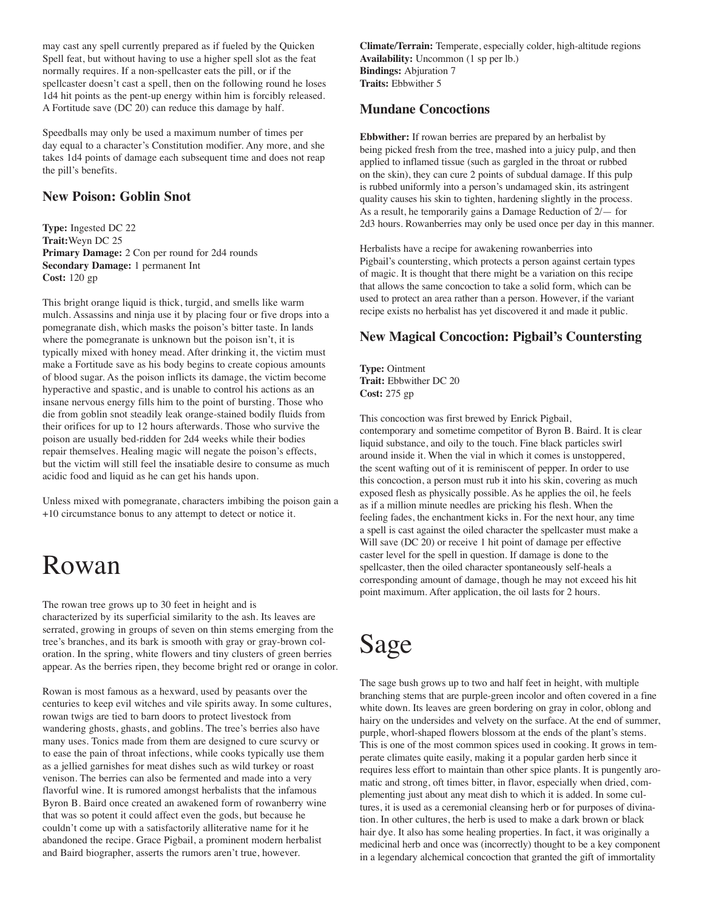may cast any spell currently prepared as if fueled by the Quicken Spell feat, but without having to use a higher spell slot as the feat normally requires. If a non-spellcaster eats the pill, or if the spellcaster doesn't cast a spell, then on the following round he loses 1d4 hit points as the pent-up energy within him is forcibly released. A Fortitude save (DC 20) can reduce this damage by half.

Speedballs may only be used a maximum number of times per day equal to a character's Constitution modifier. Any more, and she takes 1d4 points of damage each subsequent time and does not reap the pill's benefits.

### New Poison: Goblin Snot

**Type:** Ingested DC 22
**Trait:** Weyn DC 25
**Primary Damage:** 2 Con per round for 2d4 rounds
**Secondary Damage:** 1 permanent Int
**Cost:** 120 gp

This bright orange liquid is thick, turgid, and smells like warm mulch. Assassins and ninja use it by placing four or five drops into a pomegranate dish, which masks the poison's bitter taste. In lands where the pomegranate is unknown but the poison isn't, it is typically mixed with honey mead. After drinking it, the victim must make a Fortitude save as his body begins to create copious amounts of blood sugar. As the poison inflicts its damage, the victim become hyperactive and spastic, and is unable to control his actions as an insane nervous energy fills him to the point of bursting. Those who die from goblin snot steadily leak orange-stained bodily fluids from their orifices for up to 12 hours afterwards. Those who survive the poison are usually bed-ridden for 2d4 weeks while their bodies repair themselves. Healing magic will negate the poison's effects, but the victim will still feel the insatiable desire to consume as much acidic food and liquid as he can get his hands upon.

Unless mixed with pomegranate, characters imbibing the poison gain a +10 circumstance bonus to any attempt to detect or notice it.

# Rowan

The rowan tree grows up to 30 feet in height and is characterized by its superficial similarity to the ash. Its leaves are serrated, growing in groups of seven on thin stems emerging from the tree's branches, and its bark is smooth with gray or gray-brown coloration. In the spring, white flowers and tiny clusters of green berries appear. As the berries ripen, they become bright red or orange in color.

Rowan is most famous as a hexward, used by peasants over the centuries to keep evil witches and vile spirits away. In some cultures, rowan twigs are tied to barn doors to protect livestock from wandering ghosts, ghasts, and goblins. The tree's berries also have many uses. Tonics made from them are designed to cure scurvy or to ease the pain of throat infections, while cooks typically use them as a jellied garnishes for meat dishes such as wild turkey or roast venison. The berries can also be fermented and made into a very flavorful wine. It is rumored amongst herbalists that the infamous Byron B. Baird once created an awakened form of rowanberry wine that was so potent it could affect even the gods, but because he couldn't come up with a satisfactorily alliterative name for it he abandoned the recipe. Grace Pigbail, a prominent modern herbalist and Baird biographer, asserts the rumors aren't true, however.

**Climate/Terrain:** Temperate, especially colder, high-altitude regions
**Availability:** Uncommon (1 sp per lb.)
**Bindings:** Abjuration 7
**Traits:** Ebbwither 5

### Mundane Concoctions

**Ebbwither:** If rowan berries are prepared by an herbalist by being picked fresh from the tree, mashed into a juicy pulp, and then applied to inflamed tissue (such as gargled in the throat or rubbed on the skin), they can cure 2 points of subdual damage. If this pulp is rubbed uniformly into a person's undamaged skin, its astringent quality causes his skin to tighten, hardening slightly in the process. As a result, he temporarily gains a Damage Reduction of 2/— for 2d3 hours. Rowanberries may only be used once per day in this manner.

Herbalists have a recipe for awakening rowanberries into Pigbail's countersting, which protects a person against certain types of magic. It is thought that there might be a variation on this recipe that allows the same concoction to take a solid form, which can be used to protect an area rather than a person. However, if the variant recipe exists no herbalist has yet discovered it and made it public.

### New Magical Concoction: Pigbail's Countersting

**Type:** Ointment
**Trait:** Ebbwither DC 20
**Cost:** 275 gp

This concoction was first brewed by Enrick Pigbail, contemporary and sometime competitor of Byron B. Baird. It is clear liquid substance, and oily to the touch. Fine black particles swirl around inside it. When the vial in which it comes is unstoppered, the scent wafting out of it is reminiscent of pepper. In order to use this concoction, a person must rub it into his skin, covering as much exposed flesh as physically possible. As he applies the oil, he feels as if a million minute needles are pricking his flesh. When the feeling fades, the enchantment kicks in. For the next hour, any time a spell is cast against the oiled character the spellcaster must make a Will save (DC 20) or receive 1 hit point of damage per effective caster level for the spell in question. If damage is done to the spellcaster, then the oiled character spontaneously self-heals a corresponding amount of damage, though he may not exceed his hit point maximum. After application, the oil lasts for 2 hours.

# Sage

The sage bush grows up to two and half feet in height, with multiple branching stems that are purple-green incolor and often covered in a fine white down. Its leaves are green bordering on gray in color, oblong and hairy on the undersides and velvety on the surface. At the end of summer, purple, whorl-shaped flowers blossom at the ends of the plant's stems. This is one of the most common spices used in cooking. It grows in temperate climates quite easily, making it a popular garden herb since it requires less effort to maintain than other spice plants. It is pungently aromatic and strong, oft times bitter, in flavor, especially when dried, complementing just about any meat dish to which it is added. In some cultures, it is used as a ceremonial cleansing herb or for purposes of divination. In other cultures, the herb is used to make a dark brown or black hair dye. It also has some healing properties. In fact, it was originally a medicinal herb and once was (incorrectly) thought to be a key component in a legendary alchemical concoction that granted the gift of immortality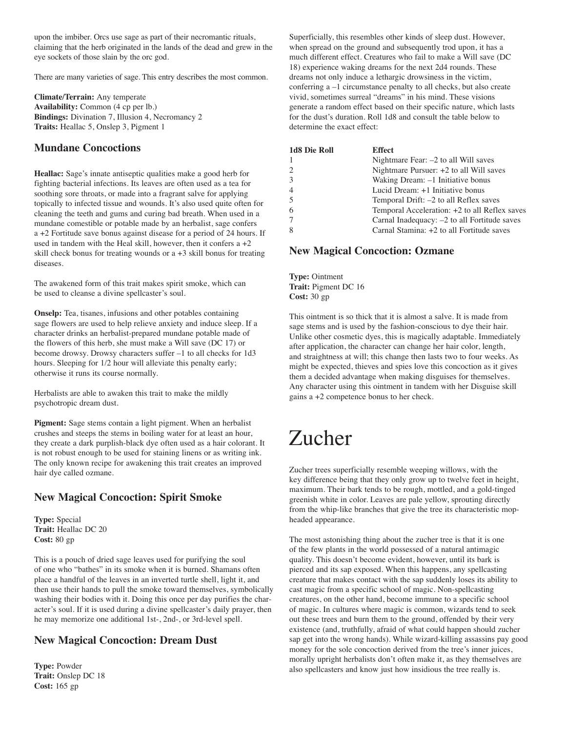upon the imbiber. Orcs use sage as part of their necromantic rituals, claiming that the herb originated in the lands of the dead and grew in the eye sockets of those slain by the orc god.

There are many varieties of sage. This entry describes the most common.

**Climate/Terrain:** Any temperate
**Availability:** Common (4 cp per lb.)
**Bindings:** Divination 7, Illusion 4, Necromancy 2
**Traits:** Heallac 5, Onslep 3, Pigment 1

### Mundane Concoctions

**Heallac:** Sage's innate antiseptic qualities make a good herb for fighting bacterial infections. Its leaves are often used as a tea for soothing sore throats, or made into a fragrant salve for applying topically to infected tissue and wounds. It's also used quite often for cleaning the teeth and gums and curing bad breath. When used in a mundane comestible or potable made by an herbalist, sage confers a +2 Fortitude save bonus against disease for a period of 24 hours. If used in tandem with the Heal skill, however, then it confers a +2 skill check bonus for treating wounds or a +3 skill bonus for treating diseases.

The awakened form of this trait makes spirit smoke, which can be used to cleanse a divine spellcaster's soul.

**Onslep:** Tea, tisanes, infusions and other potables containing sage flowers are used to help relieve anxiety and induce sleep. If a character drinks an herbalist-prepared mundane potable made of the flowers of this herb, she must make a Will save (DC 17) or become drowsy. Drowsy characters suffer –1 to all checks for 1d3 hours. Sleeping for 1/2 hour will alleviate this penalty early; otherwise it runs its course normally.

Herbalists are able to awaken this trait to make the mildly psychotropic dream dust.

**Pigment:** Sage stems contain a light pigment. When an herbalist crushes and steeps the stems in boiling water for at least an hour, they create a dark purplish-black dye often used as a hair colorant. It is not robust enough to be used for staining linens or as writing ink. The only known recipe for awakening this trait creates an improved hair dye called ozmane.

### New Magical Concoction: Spirit Smoke

**Type:** Special
**Trait:** Heallac DC 20
**Cost:** 80 gp

This is a pouch of dried sage leaves used for purifying the soul of one who "bathes" in its smoke when it is burned. Shamans often place a handful of the leaves in an inverted turtle shell, light it, and then use their hands to pull the smoke toward themselves, symbolically washing their bodies with it. Doing this once per day purifies the character's soul. If it is used during a divine spellcaster's daily prayer, then he may memorize one additional 1st-, 2nd-, or 3rd-level spell.

### New Magical Concoction: Dream Dust

**Type:** Powder
**Trait:** Onslep DC 18
**Cost:** 165 gp

Superficially, this resembles other kinds of sleep dust. However, when spread on the ground and subsequently trod upon, it has a much different effect. Creatures who fail to make a Will save (DC 18) experience waking dreams for the next 2d4 rounds. These dreams not only induce a lethargic drowsiness in the victim, conferring a –1 circumstance penalty to all checks, but also create vivid, sometimes surreal "dreams" in his mind. These visions generate a random effect based on their specific nature, which lasts for the dust's duration. Roll 1d8 and consult the table below to determine the exact effect:

| 1d8 Die Roll | Effect |
|---|---|
| 1 | Nightmare Fear: –2 to all Will saves |
| 2 | Nightmare Pursuer: +2 to all Will saves |
| 3 | Waking Dream: –1 Initiative bonus |
| 4 | Lucid Dream: +1 Initiative bonus |
| 5 | Temporal Drift: –2 to all Reflex saves |
| 6 | Temporal Acceleration: +2 to all Reflex saves |
| 7 | Carnal Inadequacy: –2 to all Fortitude saves |
| 8 | Carnal Stamina: +2 to all Fortitude saves |

### New Magical Concoction: Ozmane

**Type:** Ointment
**Trait:** Pigment DC 16
**Cost:** 30 gp

This ointment is so thick that it is almost a salve. It is made from sage stems and is used by the fashion-conscious to dye their hair. Unlike other cosmetic dyes, this is magically adaptable. Immediately after application, the character can change her hair color, length, and straightness at will; this change then lasts two to four weeks. As might be expected, thieves and spies love this concoction as it gives them a decided advantage when making disguises for themselves. Any character using this ointment in tandem with her Disguise skill gains a +2 competence bonus to her check.

# Zucher

Zucher trees superficially resemble weeping willows, with the key difference being that they only grow up to twelve feet in height, maximum. Their bark tends to be rough, mottled, and a gold-tinged greenish white in color. Leaves are pale yellow, sprouting directly from the whip-like branches that give the tree its characteristic mop-headed appearance.

The most astonishing thing about the zucher tree is that it is one of the few plants in the world possessed of a natural antimagic quality. This doesn't become evident, however, until its bark is pierced and its sap exposed. When this happens, any spellcasting creature that makes contact with the sap suddenly loses its ability to cast magic from a specific school of magic. Non-spellcasting creatures, on the other hand, become immune to a specific school of magic. In cultures where magic is common, wizards tend to seek out these trees and burn them to the ground, offended by their very existence (and, truthfully, afraid of what could happen should zucher sap get into the wrong hands). While wizard-killing assassins pay good money for the sole concoction derived from the tree's inner juices, morally upright herbalists don't often make it, as they themselves are also spellcasters and know just how insidious the tree really is.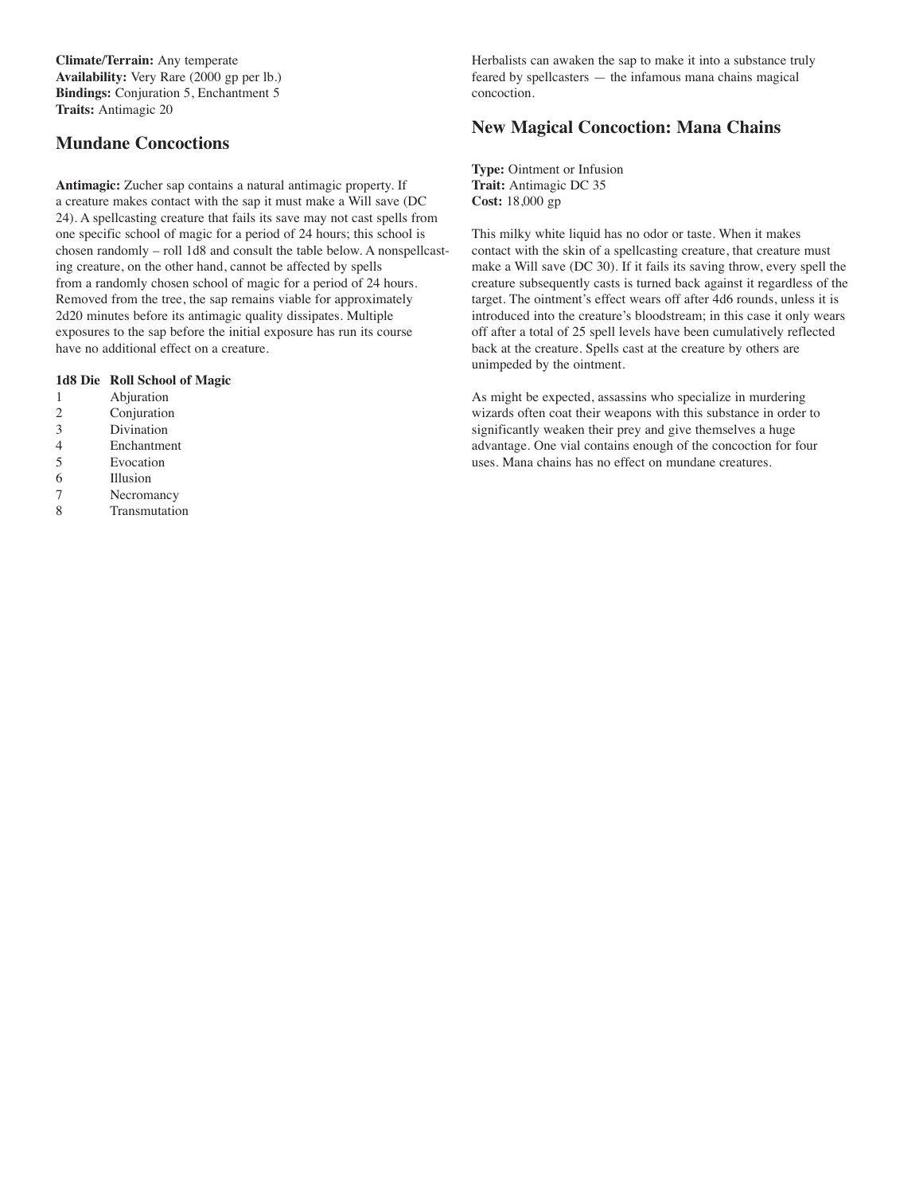**Climate/Terrain:** Any temperate
**Availability:** Very Rare (2000 gp per lb.)
**Bindings:** Conjuration 5, Enchantment 5
**Traits:** Antimagic 20

## Mundane Concoctions

**Antimagic:** Zucher sap contains a natural antimagic property. If a creature makes contact with the sap it must make a Will save (DC 24). A spellcasting creature that fails its save may not cast spells from one specific school of magic for a period of 24 hours; this school is chosen randomly – roll 1d8 and consult the table below. A nonspellcasting creature, on the other hand, cannot be affected by spells from a randomly chosen school of magic for a period of 24 hours. Removed from the tree, the sap remains viable for approximately 2d20 minutes before its antimagic quality dissipates. Multiple exposures to the sap before the initial exposure has run its course have no additional effect on a creature.

| 1d8 Die | Roll School of Magic |
|---|---|
| 1 | Abjuration |
| 2 | Conjuration |
| 3 | Divination |
| 4 | Enchantment |
| 5 | Evocation |
| 6 | Illusion |
| 7 | Necromancy |
| 8 | Transmutation |

Herbalists can awaken the sap to make it into a substance truly feared by spellcasters — the infamous mana chains magical concoction.

## New Magical Concoction: Mana Chains

**Type:** Ointment or Infusion
**Trait:** Antimagic DC 35
**Cost:** 18,000 gp

This milky white liquid has no odor or taste. When it makes contact with the skin of a spellcasting creature, that creature must make a Will save (DC 30). If it fails its saving throw, every spell the creature subsequently casts is turned back against it regardless of the target. The ointment's effect wears off after 4d6 rounds, unless it is introduced into the creature's bloodstream; in this case it only wears off after a total of 25 spell levels have been cumulatively reflected back at the creature. Spells cast at the creature by others are unimpeded by the ointment.

As might be expected, assassins who specialize in murdering wizards often coat their weapons with this substance in order to significantly weaken their prey and give themselves a huge advantage. One vial contains enough of the concoction for four uses. Mana chains has no effect on mundane creatures.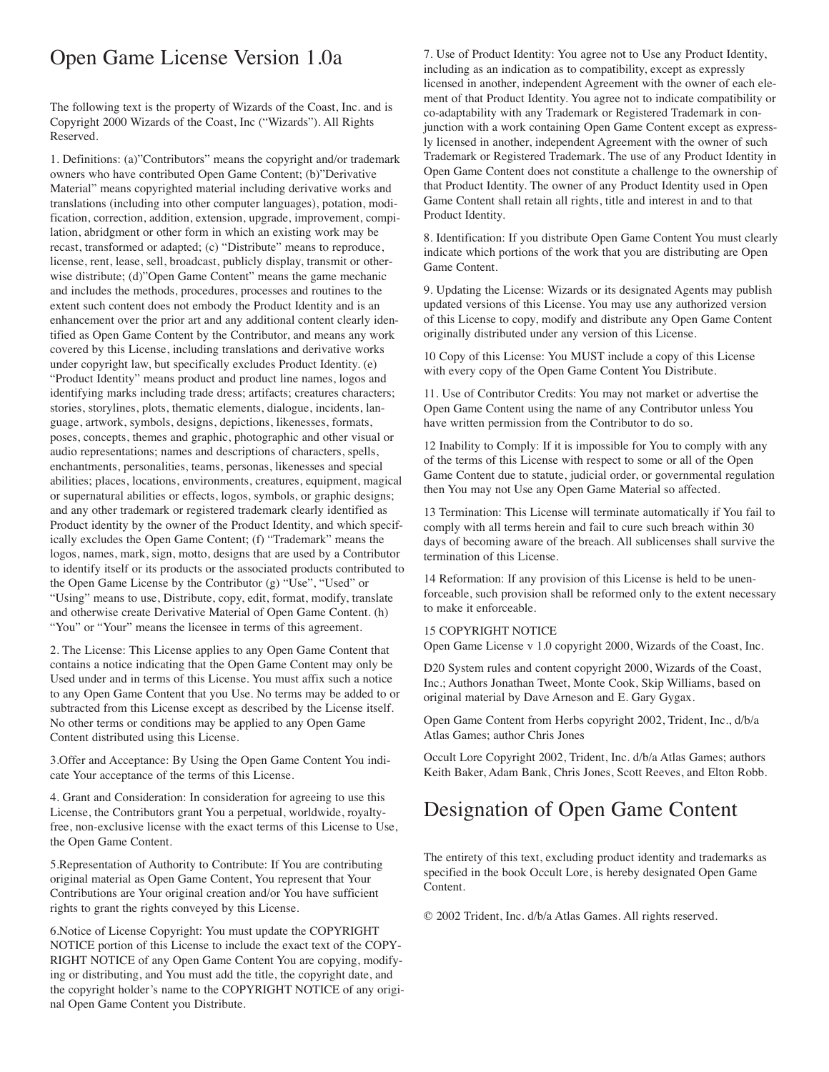# Open Game License Version 1.0a

The following text is the property of Wizards of the Coast, Inc. and is Copyright 2000 Wizards of the Coast, Inc ("Wizards"). All Rights Reserved.

1. Definitions: (a)"Contributors" means the copyright and/or trademark owners who have contributed Open Game Content; (b)"Derivative Material" means copyrighted material including derivative works and translations (including into other computer languages), potation, modification, correction, addition, extension, upgrade, improvement, compilation, abridgment or other form in which an existing work may be recast, transformed or adapted; (c) "Distribute" means to reproduce, license, rent, lease, sell, broadcast, publicly display, transmit or otherwise distribute; (d)"Open Game Content" means the game mechanic and includes the methods, procedures, processes and routines to the extent such content does not embody the Product Identity and is an enhancement over the prior art and any additional content clearly identified as Open Game Content by the Contributor, and means any work covered by this License, including translations and derivative works under copyright law, but specifically excludes Product Identity. (e) "Product Identity" means product and product line names, logos and identifying marks including trade dress; artifacts; creatures characters; stories, storylines, plots, thematic elements, dialogue, incidents, language, artwork, symbols, designs, depictions, likenesses, formats, poses, concepts, themes and graphic, photographic and other visual or audio representations; names and descriptions of characters, spells, enchantments, personalities, teams, personas, likenesses and special abilities; places, locations, environments, creatures, equipment, magical or supernatural abilities or effects, logos, symbols, or graphic designs; and any other trademark or registered trademark clearly identified as Product identity by the owner of the Product Identity, and which specifically excludes the Open Game Content; (f) "Trademark" means the logos, names, mark, sign, motto, designs that are used by a Contributor to identify itself or its products or the associated products contributed to the Open Game License by the Contributor (g) "Use", "Used" or "Using" means to use, Distribute, copy, edit, format, modify, translate and otherwise create Derivative Material of Open Game Content. (h) "You" or "Your" means the licensee in terms of this agreement.

2. The License: This License applies to any Open Game Content that contains a notice indicating that the Open Game Content may only be Used under and in terms of this License. You must affix such a notice to any Open Game Content that you Use. No terms may be added to or subtracted from this License except as described by the License itself. No other terms or conditions may be applied to any Open Game Content distributed using this License.

3.Offer and Acceptance: By Using the Open Game Content You indicate Your acceptance of the terms of this License.

4. Grant and Consideration: In consideration for agreeing to use this License, the Contributors grant You a perpetual, worldwide, royalty-free, non-exclusive license with the exact terms of this License to Use, the Open Game Content.

5.Representation of Authority to Contribute: If You are contributing original material as Open Game Content, You represent that Your Contributions are Your original creation and/or You have sufficient rights to grant the rights conveyed by this License.

6.Notice of License Copyright: You must update the COPYRIGHT NOTICE portion of this License to include the exact text of the COPYRIGHT NOTICE of any Open Game Content You are copying, modifying or distributing, and You must add the title, the copyright date, and the copyright holder's name to the COPYRIGHT NOTICE of any original Open Game Content you Distribute.

7. Use of Product Identity: You agree not to Use any Product Identity, including as an indication as to compatibility, except as expressly licensed in another, independent Agreement with the owner of each element of that Product Identity. You agree not to indicate compatibility or co-adaptability with any Trademark or Registered Trademark in conjunction with a work containing Open Game Content except as expressly licensed in another, independent Agreement with the owner of such Trademark or Registered Trademark. The use of any Product Identity in Open Game Content does not constitute a challenge to the ownership of that Product Identity. The owner of any Product Identity used in Open Game Content shall retain all rights, title and interest in and to that Product Identity.

8. Identification: If you distribute Open Game Content You must clearly indicate which portions of the work that you are distributing are Open Game Content.

9. Updating the License: Wizards or its designated Agents may publish updated versions of this License. You may use any authorized version of this License to copy, modify and distribute any Open Game Content originally distributed under any version of this License.

10 Copy of this License: You MUST include a copy of this License with every copy of the Open Game Content You Distribute.

11. Use of Contributor Credits: You may not market or advertise the Open Game Content using the name of any Contributor unless You have written permission from the Contributor to do so.

12 Inability to Comply: If it is impossible for You to comply with any of the terms of this License with respect to some or all of the Open Game Content due to statute, judicial order, or governmental regulation then You may not Use any Open Game Material so affected.

13 Termination: This License will terminate automatically if You fail to comply with all terms herein and fail to cure such breach within 30 days of becoming aware of the breach. All sublicenses shall survive the termination of this License.

14 Reformation: If any provision of this License is held to be unenforceable, such provision shall be reformed only to the extent necessary to make it enforceable.

15 COPYRIGHT NOTICE
Open Game License v 1.0 copyright 2000, Wizards of the Coast, Inc.

D20 System rules and content copyright 2000, Wizards of the Coast, Inc.; Authors Jonathan Tweet, Monte Cook, Skip Williams, based on original material by Dave Arneson and E. Gary Gygax.

Open Game Content from Herbs copyright 2002, Trident, Inc., d/b/a Atlas Games; author Chris Jones

Occult Lore Copyright 2002, Trident, Inc. d/b/a Atlas Games; authors Keith Baker, Adam Bank, Chris Jones, Scott Reeves, and Elton Robb.

# Designation of Open Game Content

The entirety of this text, excluding product identity and trademarks as specified in the book Occult Lore, is hereby designated Open Game Content.

© 2002 Trident, Inc. d/b/a Atlas Games. All rights reserved.